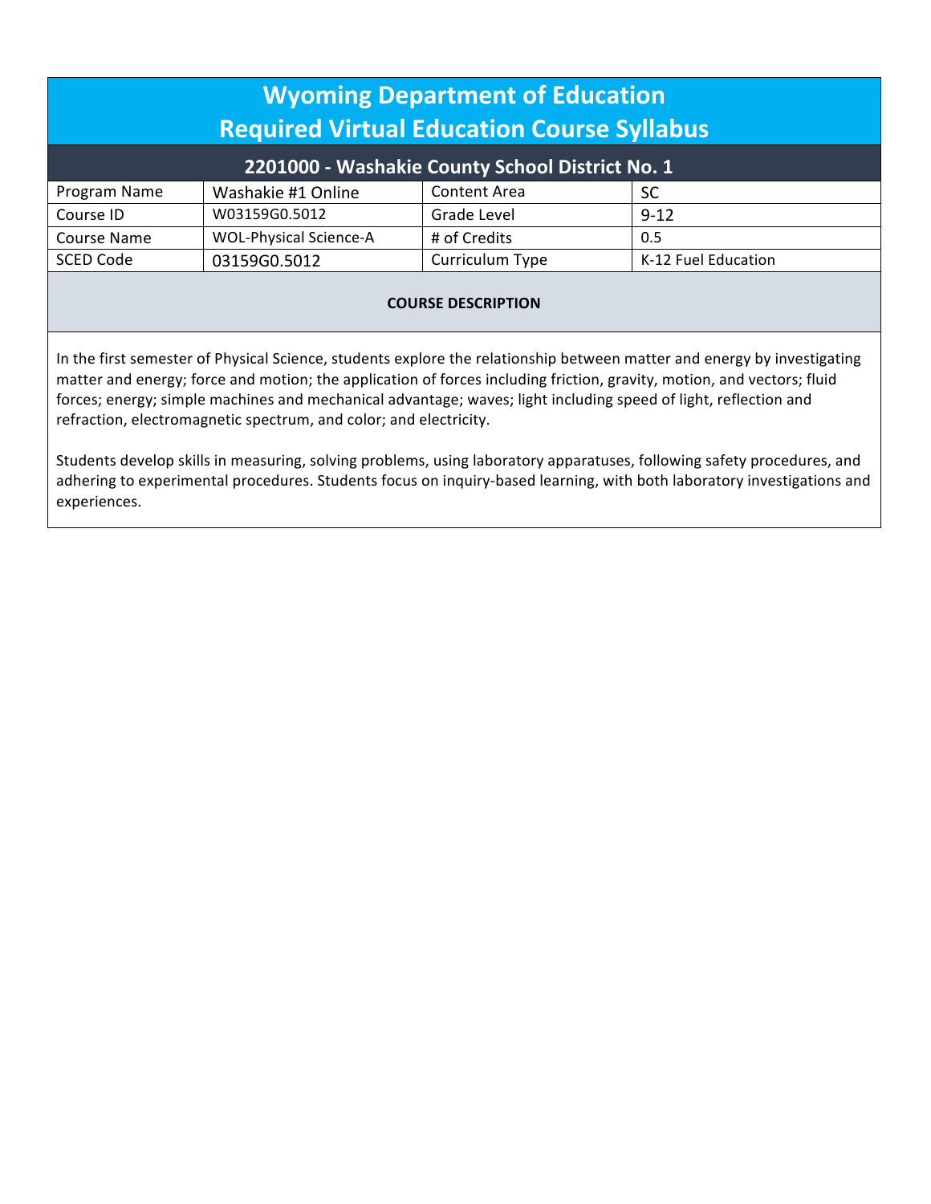# Wyoming Department of Education
# Required Virtual Education Course Syllabus

## 2201000 - Washakie County School District No. 1

| Program Name | Washakie #1 Online | Content Area | SC |
|---|---|---|---|
| Course ID | W03159G0.5012 | Grade Level | 9-12 |
| Course Name | WOL-Physical Science-A | # of Credits | 0.5 |
| SCED Code | 03159G0.5012 | Curriculum Type | K-12 Fuel Education |

**COURSE DESCRIPTION**

In the first semester of Physical Science, students explore the relationship between matter and energy by investigating matter and energy; force and motion; the application of forces including friction, gravity, motion, and vectors; fluid forces; energy; simple machines and mechanical advantage; waves; light including speed of light, reflection and refraction, electromagnetic spectrum, and color; and electricity.

Students develop skills in measuring, solving problems, using laboratory apparatuses, following safety procedures, and adhering to experimental procedures. Students focus on inquiry-based learning, with both laboratory investigations and experiences.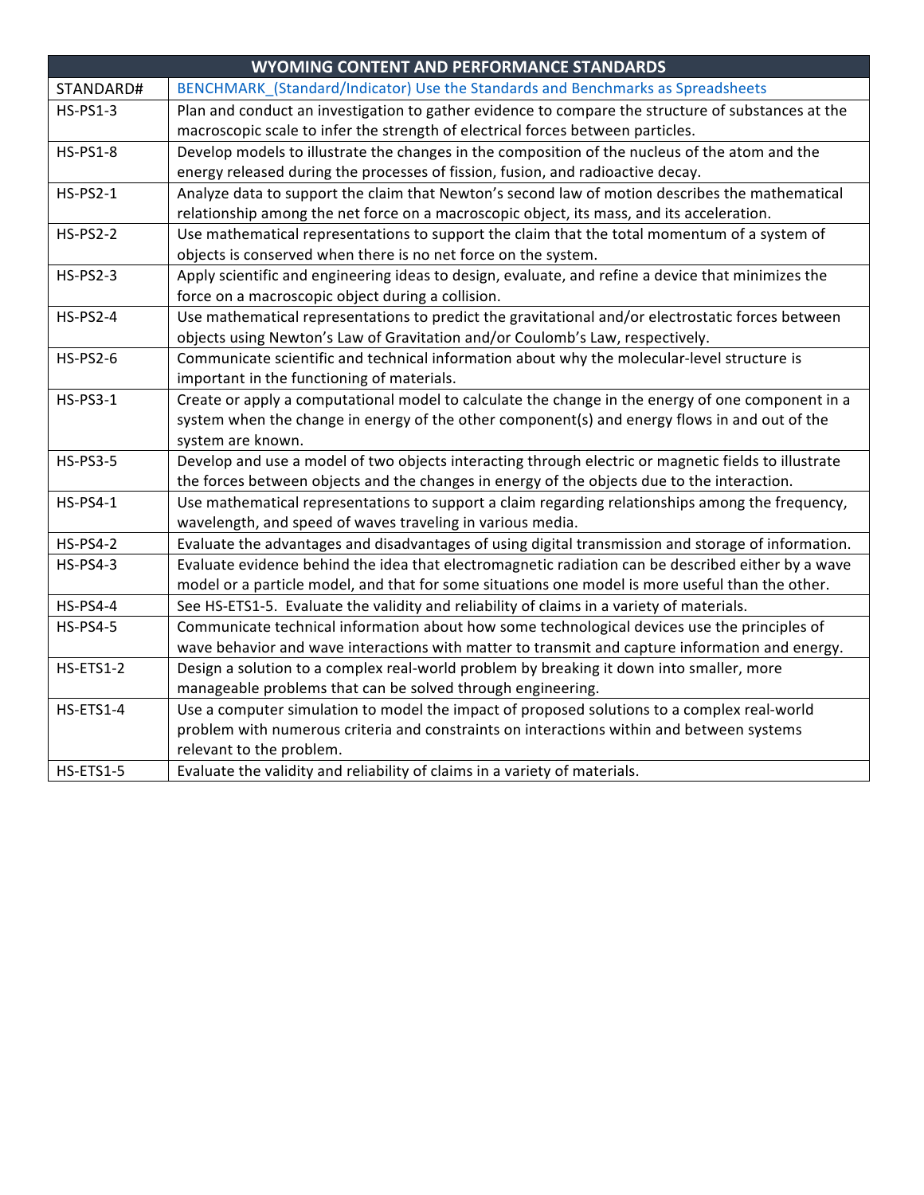| WYOMING CONTENT AND PERFORMANCE STANDARDS | |
|---|---|
| STANDARD# | BENCHMARK_(Standard/Indicator) Use the Standards and Benchmarks as Spreadsheets |
| HS-PS1-3 | Plan and conduct an investigation to gather evidence to compare the structure of substances at the macroscopic scale to infer the strength of electrical forces between particles. |
| HS-PS1-8 | Develop models to illustrate the changes in the composition of the nucleus of the atom and the energy released during the processes of fission, fusion, and radioactive decay. |
| HS-PS2-1 | Analyze data to support the claim that Newton's second law of motion describes the mathematical relationship among the net force on a macroscopic object, its mass, and its acceleration. |
| HS-PS2-2 | Use mathematical representations to support the claim that the total momentum of a system of objects is conserved when there is no net force on the system. |
| HS-PS2-3 | Apply scientific and engineering ideas to design, evaluate, and refine a device that minimizes the force on a macroscopic object during a collision. |
| HS-PS2-4 | Use mathematical representations to predict the gravitational and/or electrostatic forces between objects using Newton's Law of Gravitation and/or Coulomb's Law, respectively. |
| HS-PS2-6 | Communicate scientific and technical information about why the molecular-level structure is important in the functioning of materials. |
| HS-PS3-1 | Create or apply a computational model to calculate the change in the energy of one component in a system when the change in energy of the other component(s) and energy flows in and out of the system are known. |
| HS-PS3-5 | Develop and use a model of two objects interacting through electric or magnetic fields to illustrate the forces between objects and the changes in energy of the objects due to the interaction. |
| HS-PS4-1 | Use mathematical representations to support a claim regarding relationships among the frequency, wavelength, and speed of waves traveling in various media. |
| HS-PS4-2 | Evaluate the advantages and disadvantages of using digital transmission and storage of information. |
| HS-PS4-3 | Evaluate evidence behind the idea that electromagnetic radiation can be described either by a wave model or a particle model, and that for some situations one model is more useful than the other. |
| HS-PS4-4 | See HS-ETS1-5. Evaluate the validity and reliability of claims in a variety of materials. |
| HS-PS4-5 | Communicate technical information about how some technological devices use the principles of wave behavior and wave interactions with matter to transmit and capture information and energy. |
| HS-ETS1-2 | Design a solution to a complex real-world problem by breaking it down into smaller, more manageable problems that can be solved through engineering. |
| HS-ETS1-4 | Use a computer simulation to model the impact of proposed solutions to a complex real-world problem with numerous criteria and constraints on interactions within and between systems relevant to the problem. |
| HS-ETS1-5 | Evaluate the validity and reliability of claims in a variety of materials. |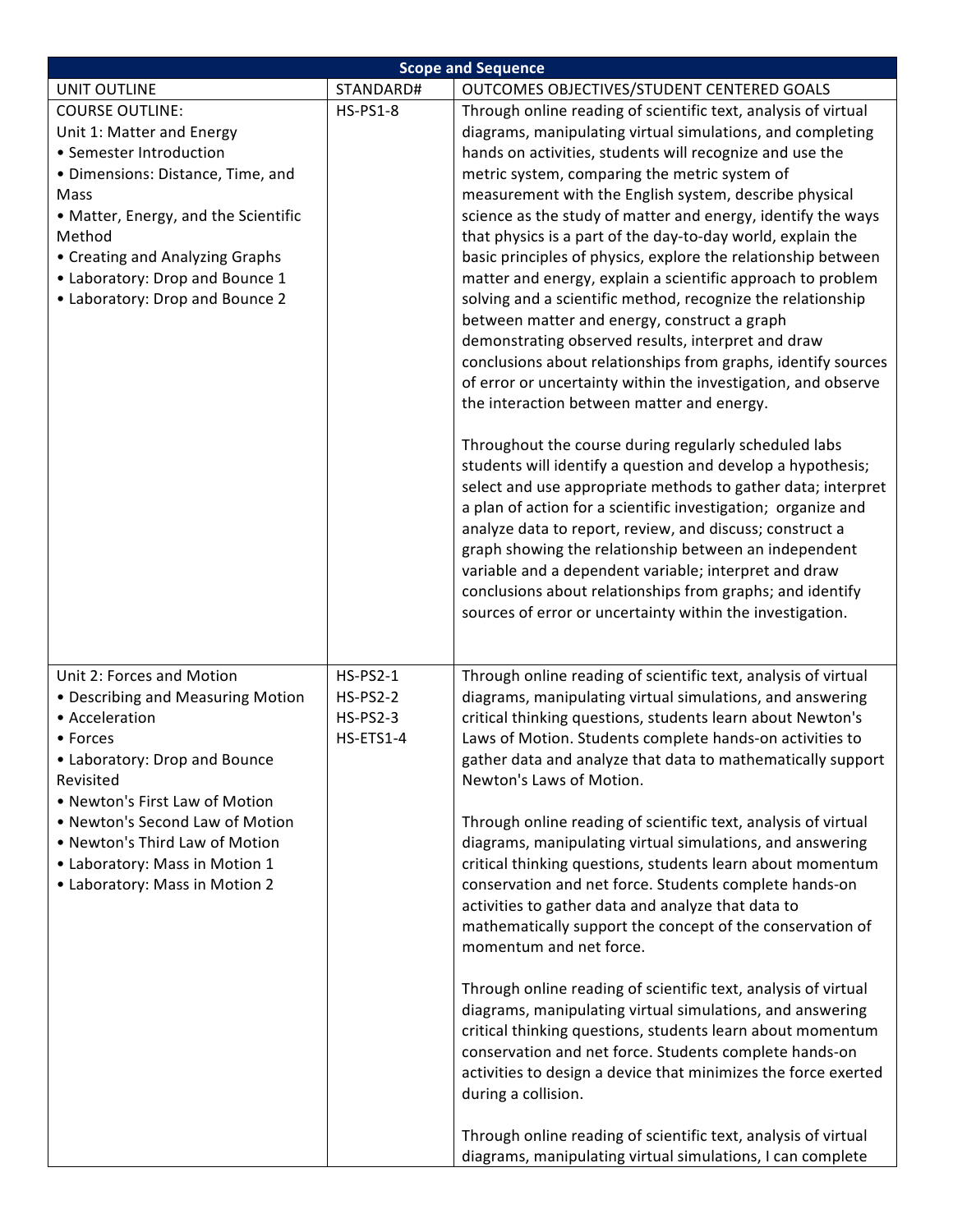| Scope and Sequence | | |
|---|---|---|
| UNIT OUTLINE | STANDARD# | OUTCOMES OBJECTIVES/STUDENT CENTERED GOALS |
| COURSE OUTLINE:<br>Unit 1: Matter and Energy<br>• Semester Introduction<br>• Dimensions: Distance, Time, and Mass<br>• Matter, Energy, and the Scientific Method<br>• Creating and Analyzing Graphs<br>• Laboratory: Drop and Bounce 1<br>• Laboratory: Drop and Bounce 2 | HS-PS1-8 | Through online reading of scientific text, analysis of virtual diagrams, manipulating virtual simulations, and completing hands on activities, students will recognize and use the metric system, comparing the metric system of measurement with the English system, describe physical science as the study of matter and energy, identify the ways that physics is a part of the day-to-day world, explain the basic principles of physics, explore the relationship between matter and energy, explain a scientific approach to problem solving and a scientific method, recognize the relationship between matter and energy, construct a graph demonstrating observed results, interpret and draw conclusions about relationships from graphs, identify sources of error or uncertainty within the investigation, and observe the interaction between matter and energy.<br><br>Throughout the course during regularly scheduled labs students will identify a question and develop a hypothesis; select and use appropriate methods to gather data; interpret a plan of action for a scientific investigation; organize and analyze data to report, review, and discuss; construct a graph showing the relationship between an independent variable and a dependent variable; interpret and draw conclusions about relationships from graphs; and identify sources of error or uncertainty within the investigation. |
| Unit 2: Forces and Motion<br>• Describing and Measuring Motion<br>• Acceleration<br>• Forces<br>• Laboratory: Drop and Bounce Revisited<br>• Newton's First Law of Motion<br>• Newton's Second Law of Motion<br>• Newton's Third Law of Motion<br>• Laboratory: Mass in Motion 1<br>• Laboratory: Mass in Motion 2 | HS-PS2-1<br>HS-PS2-2<br>HS-PS2-3<br>HS-ETS1-4 | Through online reading of scientific text, analysis of virtual diagrams, manipulating virtual simulations, and answering critical thinking questions, students learn about Newton's Laws of Motion. Students complete hands-on activities to gather data and analyze that data to mathematically support Newton's Laws of Motion.<br><br>Through online reading of scientific text, analysis of virtual diagrams, manipulating virtual simulations, and answering critical thinking questions, students learn about momentum conservation and net force. Students complete hands-on activities to gather data and analyze that data to mathematically support the concept of the conservation of momentum and net force.<br><br>Through online reading of scientific text, analysis of virtual diagrams, manipulating virtual simulations, and answering critical thinking questions, students learn about momentum conservation and net force. Students complete hands-on activities to design a device that minimizes the force exerted during a collision.<br><br>Through online reading of scientific text, analysis of virtual diagrams, manipulating virtual simulations, I can complete |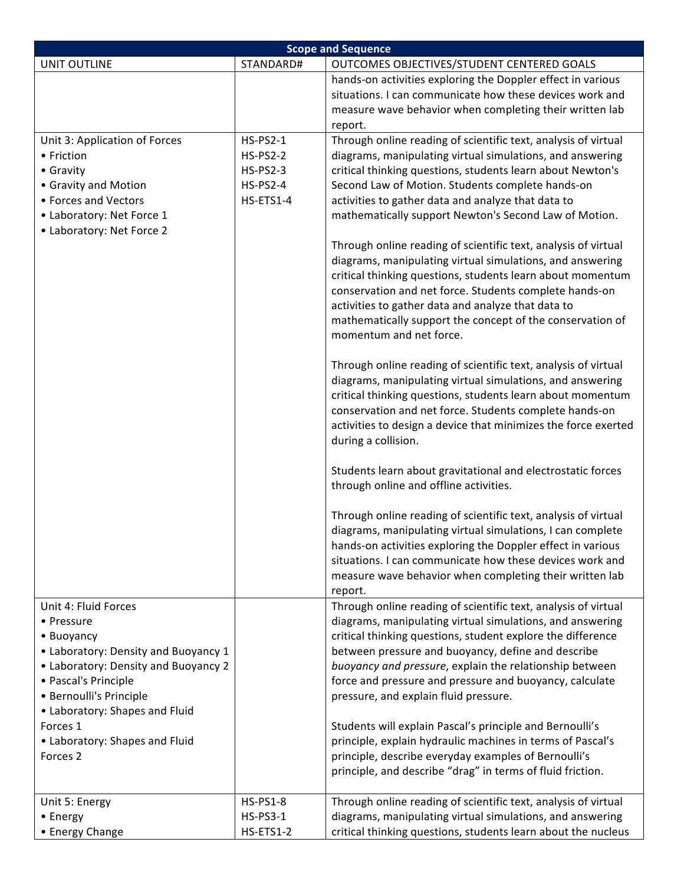| Scope and Sequence | | |
|---|---|---|
| UNIT OUTLINE | STANDARD# | OUTCOMES OBJECTIVES/STUDENT CENTERED GOALS |
| | | hands-on activities exploring the Doppler effect in various situations. I can communicate how these devices work and measure wave behavior when completing their written lab report. |
| Unit 3: Application of Forces<br>• Friction<br>• Gravity<br>• Gravity and Motion<br>• Forces and Vectors<br>• Laboratory: Net Force 1<br>• Laboratory: Net Force 2 | HS-PS2-1<br>HS-PS2-2<br>HS-PS2-3<br>HS-PS2-4<br>HS-ETS1-4 | Through online reading of scientific text, analysis of virtual diagrams, manipulating virtual simulations, and answering critical thinking questions, students learn about Newton's Second Law of Motion. Students complete hands-on activities to gather data and analyze that data to mathematically support Newton's Second Law of Motion.<br><br>Through online reading of scientific text, analysis of virtual diagrams, manipulating virtual simulations, and answering critical thinking questions, students learn about momentum conservation and net force. Students complete hands-on activities to gather data and analyze that data to mathematically support the concept of the conservation of momentum and net force.<br><br>Through online reading of scientific text, analysis of virtual diagrams, manipulating virtual simulations, and answering critical thinking questions, students learn about momentum conservation and net force. Students complete hands-on activities to design a device that minimizes the force exerted during a collision.<br><br>Students learn about gravitational and electrostatic forces through online and offline activities.<br><br>Through online reading of scientific text, analysis of virtual diagrams, manipulating virtual simulations, I can complete hands-on activities exploring the Doppler effect in various situations. I can communicate how these devices work and measure wave behavior when completing their written lab report. |
| Unit 4: Fluid Forces<br>• Pressure<br>• Buoyancy<br>• Laboratory: Density and Buoyancy 1<br>• Laboratory: Density and Buoyancy 2<br>• Pascal's Principle<br>• Bernoulli's Principle<br>• Laboratory: Shapes and Fluid Forces 1<br>• Laboratory: Shapes and Fluid Forces 2 | | Through online reading of scientific text, analysis of virtual diagrams, manipulating virtual simulations, and answering critical thinking questions, student explore the difference between pressure and buoyancy, define and describe *buoyancy and pressure*, explain the relationship between force and pressure and pressure and buoyancy, calculate pressure, and explain fluid pressure.<br><br>Students will explain Pascal's principle and Bernoulli's principle, explain hydraulic machines in terms of Pascal's principle, describe everyday examples of Bernoulli's principle, and describe "drag" in terms of fluid friction. |
| Unit 5: Energy<br>• Energy<br>• Energy Change | HS-PS1-8<br>HS-PS3-1<br>HS-ETS1-2 | Through online reading of scientific text, analysis of virtual diagrams, manipulating virtual simulations, and answering critical thinking questions, students learn about the nucleus |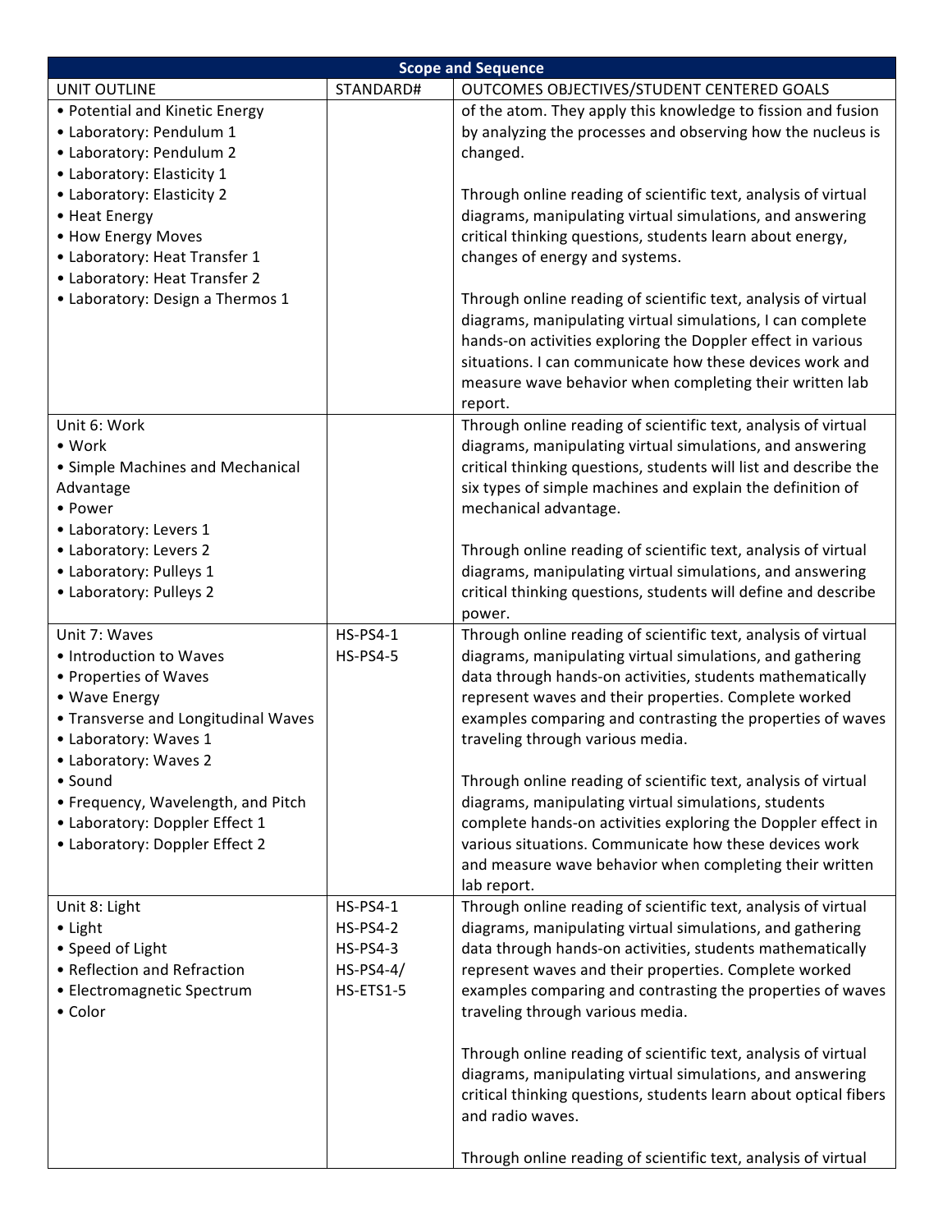| Scope and Sequence | | |
|---|---|---|
| UNIT OUTLINE | STANDARD# | OUTCOMES OBJECTIVES/STUDENT CENTERED GOALS |
| • Potential and Kinetic Energy<br>• Laboratory: Pendulum 1<br>• Laboratory: Pendulum 2<br>• Laboratory: Elasticity 1<br>• Laboratory: Elasticity 2<br>• Heat Energy<br>• How Energy Moves<br>• Laboratory: Heat Transfer 1<br>• Laboratory: Heat Transfer 2<br>• Laboratory: Design a Thermos 1 | | of the atom. They apply this knowledge to fission and fusion by analyzing the processes and observing how the nucleus is changed.<br><br>Through online reading of scientific text, analysis of virtual diagrams, manipulating virtual simulations, and answering critical thinking questions, students learn about energy, changes of energy and systems.<br><br>Through online reading of scientific text, analysis of virtual diagrams, manipulating virtual simulations, I can complete hands-on activities exploring the Doppler effect in various situations. I can communicate how these devices work and measure wave behavior when completing their written lab report. |
| Unit 6: Work<br>• Work<br>• Simple Machines and Mechanical Advantage<br>• Power<br>• Laboratory: Levers 1<br>• Laboratory: Levers 2<br>• Laboratory: Pulleys 1<br>• Laboratory: Pulleys 2 | | Through online reading of scientific text, analysis of virtual diagrams, manipulating virtual simulations, and answering critical thinking questions, students will list and describe the six types of simple machines and explain the definition of mechanical advantage.<br><br>Through online reading of scientific text, analysis of virtual diagrams, manipulating virtual simulations, and answering critical thinking questions, students will define and describe power. |
| Unit 7: Waves<br>• Introduction to Waves<br>• Properties of Waves<br>• Wave Energy<br>• Transverse and Longitudinal Waves<br>• Laboratory: Waves 1<br>• Laboratory: Waves 2<br>• Sound<br>• Frequency, Wavelength, and Pitch<br>• Laboratory: Doppler Effect 1<br>• Laboratory: Doppler Effect 2 | HS-PS4-1<br>HS-PS4-5 | Through online reading of scientific text, analysis of virtual diagrams, manipulating virtual simulations, and gathering data through hands-on activities, students mathematically represent waves and their properties. Complete worked examples comparing and contrasting the properties of waves traveling through various media.<br><br>Through online reading of scientific text, analysis of virtual diagrams, manipulating virtual simulations, students complete hands-on activities exploring the Doppler effect in various situations. Communicate how these devices work and measure wave behavior when completing their written lab report. |
| Unit 8: Light<br>• Light<br>• Speed of Light<br>• Reflection and Refraction<br>• Electromagnetic Spectrum<br>• Color | HS-PS4-1<br>HS-PS4-2<br>HS-PS4-3<br>HS-PS4-4/<br>HS-ETS1-5 | Through online reading of scientific text, analysis of virtual diagrams, manipulating virtual simulations, and gathering data through hands-on activities, students mathematically represent waves and their properties. Complete worked examples comparing and contrasting the properties of waves traveling through various media.<br><br>Through online reading of scientific text, analysis of virtual diagrams, manipulating virtual simulations, and answering critical thinking questions, students learn about optical fibers and radio waves.<br><br>Through online reading of scientific text, analysis of virtual |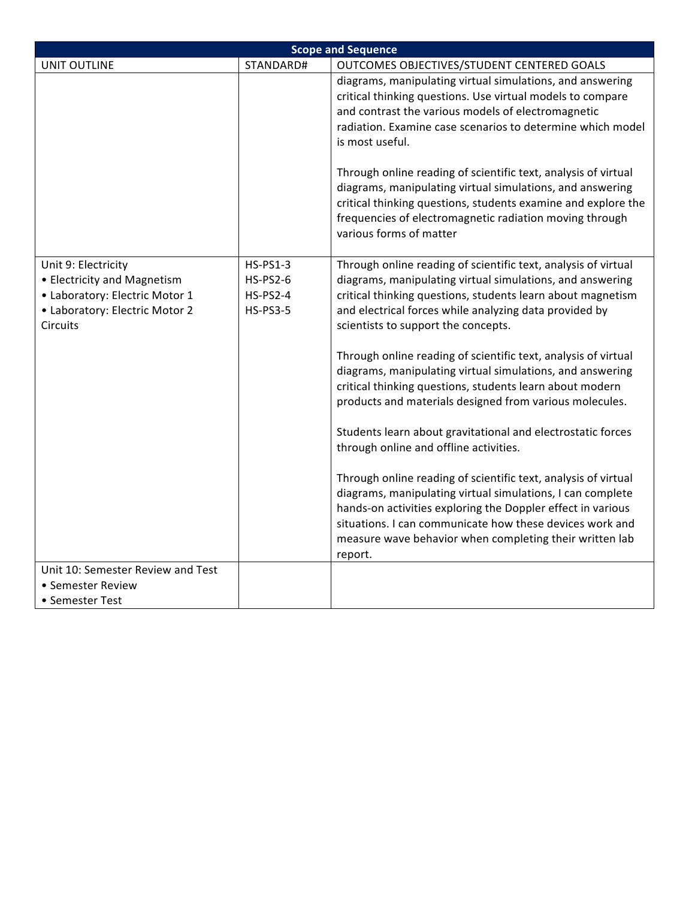| Scope and Sequence | | |
|---|---|---|
| UNIT OUTLINE | STANDARD# | OUTCOMES OBJECTIVES/STUDENT CENTERED GOALS |
| | | diagrams, manipulating virtual simulations, and answering critical thinking questions. Use virtual models to compare and contrast the various models of electromagnetic radiation. Examine case scenarios to determine which model is most useful.<br><br>Through online reading of scientific text, analysis of virtual diagrams, manipulating virtual simulations, and answering critical thinking questions, students examine and explore the frequencies of electromagnetic radiation moving through various forms of matter |
| Unit 9: Electricity<br>• Electricity and Magnetism<br>• Laboratory: Electric Motor 1<br>• Laboratory: Electric Motor 2<br>Circuits | HS-PS1-3<br>HS-PS2-6<br>HS-PS2-4<br>HS-PS3-5 | Through online reading of scientific text, analysis of virtual diagrams, manipulating virtual simulations, and answering critical thinking questions, students learn about magnetism and electrical forces while analyzing data provided by scientists to support the concepts.<br><br>Through online reading of scientific text, analysis of virtual diagrams, manipulating virtual simulations, and answering critical thinking questions, students learn about modern products and materials designed from various molecules.<br><br>Students learn about gravitational and electrostatic forces through online and offline activities.<br><br>Through online reading of scientific text, analysis of virtual diagrams, manipulating virtual simulations, I can complete hands-on activities exploring the Doppler effect in various situations. I can communicate how these devices work and measure wave behavior when completing their written lab report. |
| Unit 10: Semester Review and Test<br>• Semester Review<br>• Semester Test | | |